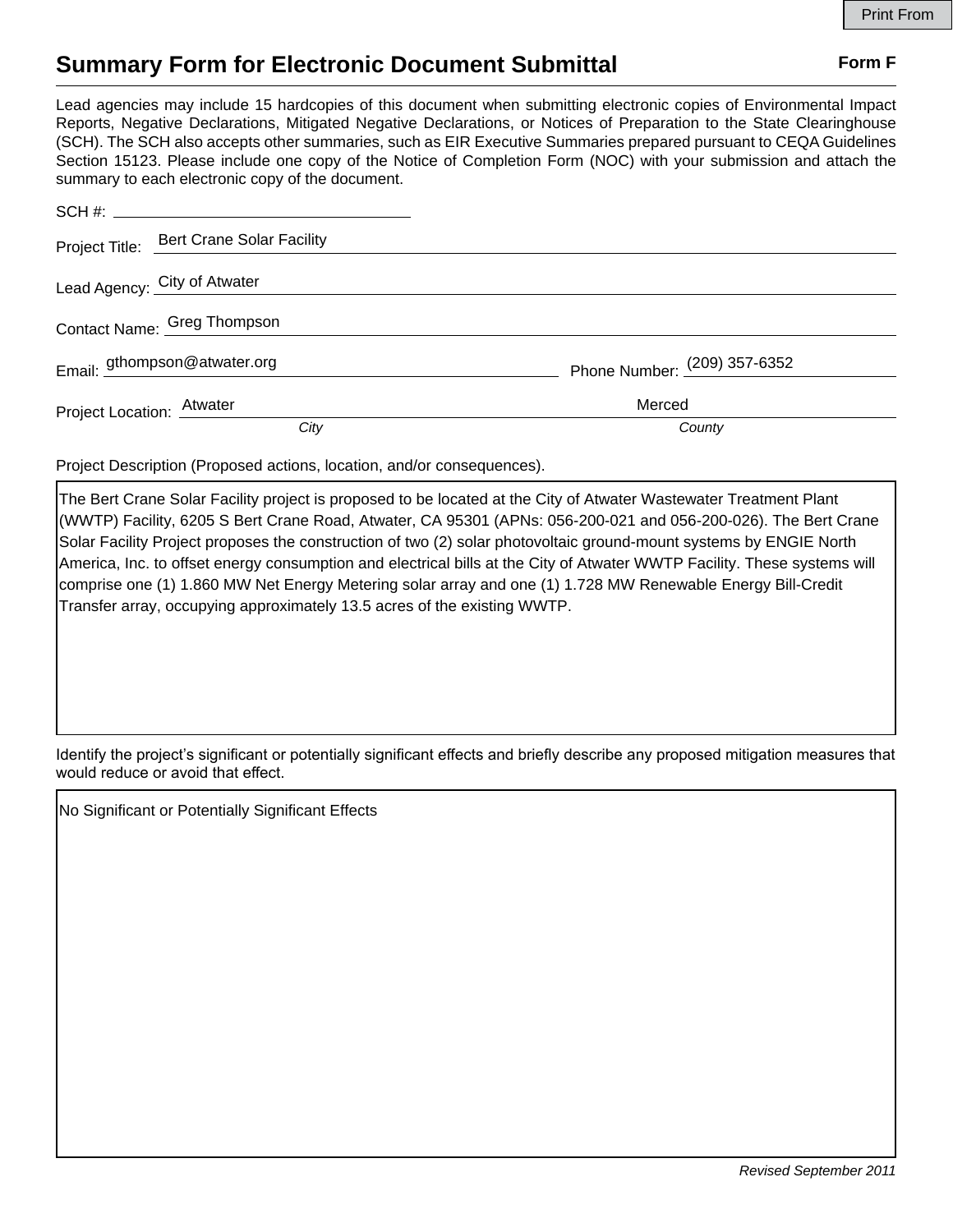Print From

# Summary Form for Electronic Document Submittal

**Form F**

Lead agencies may include 15 hardcopies of this document when submitting electronic copies of Environmental Impact Reports, Negative Declarations, Mitigated Negative Declarations, or Notices of Preparation to the State Clearinghouse (SCH). The SCH also accepts other summaries, such as EIR Executive Summaries prepared pursuant to CEQA Guidelines Section 15123. Please include one copy of the Notice of Completion Form (NOC) with your submission and attach the summary to each electronic copy of the document.

SCH #: 

Project Title: Bert Crane Solar Facility

Lead Agency: City of Atwater

Contact Name: Greg Thompson

Email: gthompson@atwater.org

Phone Number: (209) 357-6352

Project Location: Atwater (*City*), Merced (*County*)

Project Description (Proposed actions, location, and/or consequences).

The Bert Crane Solar Facility project is proposed to be located at the City of Atwater Wastewater Treatment Plant (WWTP) Facility, 6205 S Bert Crane Road, Atwater, CA 95301 (APNs: 056-200-021 and 056-200-026). The Bert Crane Solar Facility Project proposes the construction of two (2) solar photovoltaic ground-mount systems by ENGIE North America, Inc. to offset energy consumption and electrical bills at the City of Atwater WWTP Facility. These systems will comprise one (1) 1.860 MW Net Energy Metering solar array and one (1) 1.728 MW Renewable Energy Bill-Credit Transfer array, occupying approximately 13.5 acres of the existing WWTP.

Identify the project's significant or potentially significant effects and briefly describe any proposed mitigation measures that would reduce or avoid that effect.

No Significant or Potentially Significant Effects

*Revised September 2011*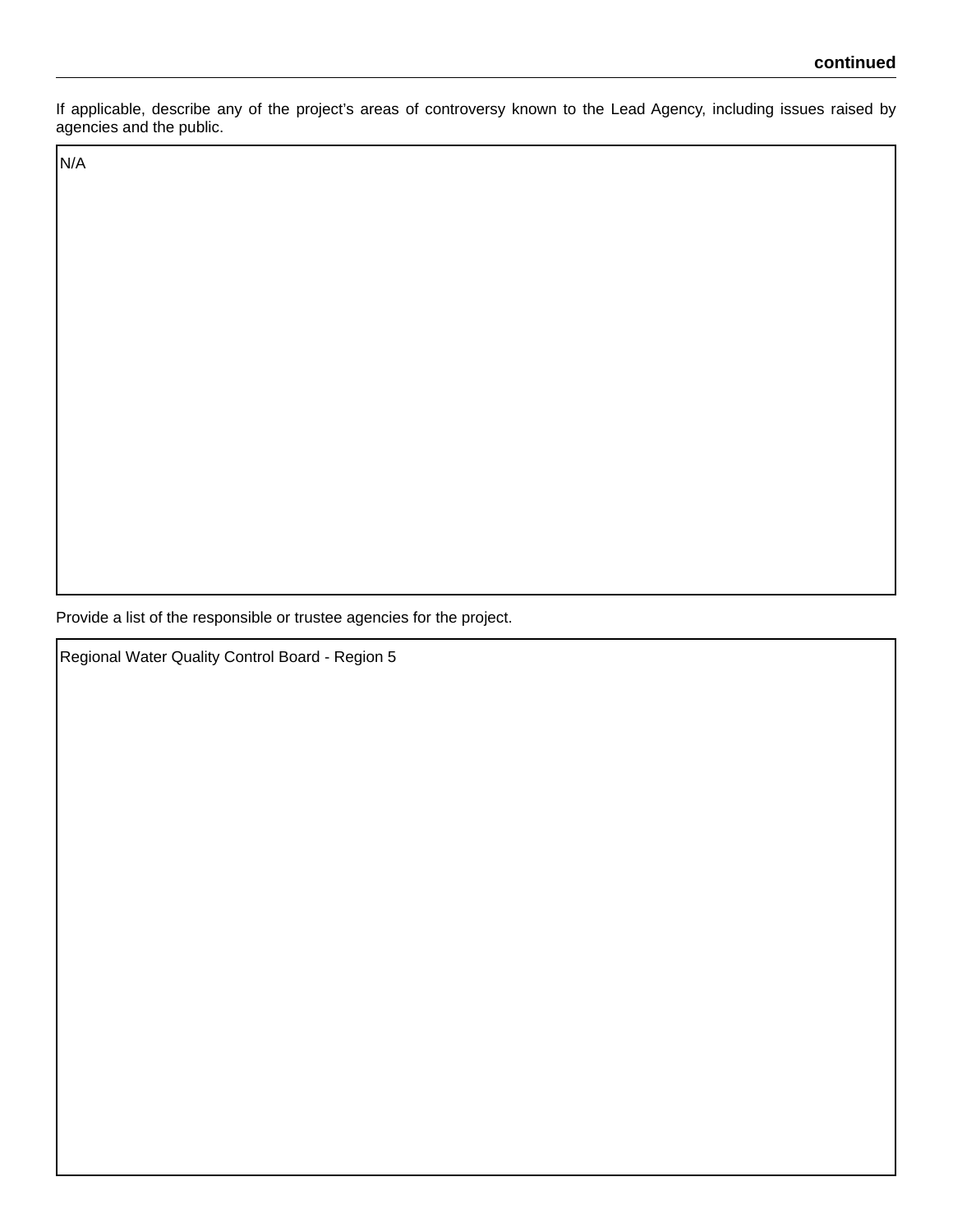**continued**

If applicable, describe any of the project's areas of controversy known to the Lead Agency, including issues raised by agencies and the public.

N/A

Provide a list of the responsible or trustee agencies for the project.

Regional Water Quality Control Board - Region 5